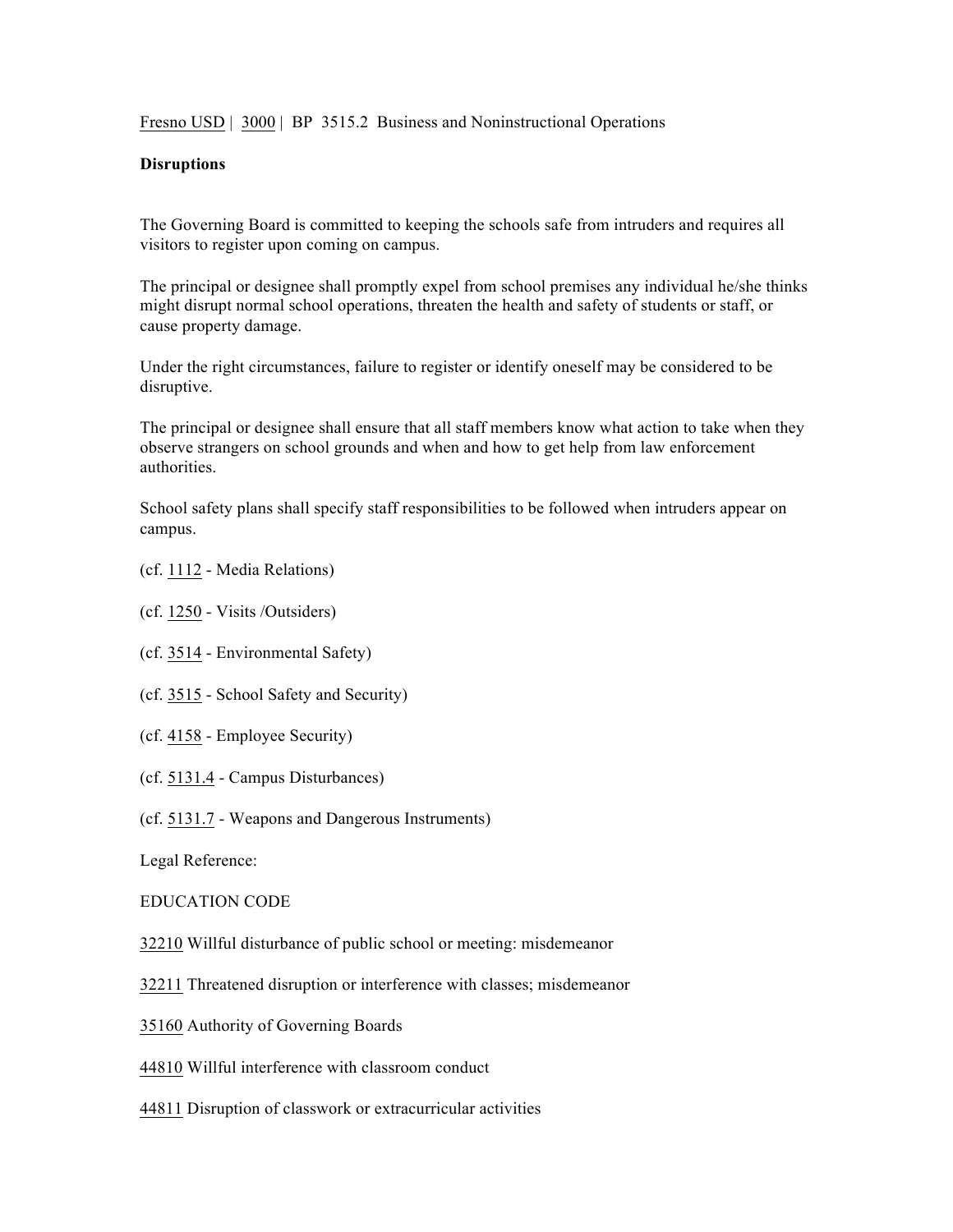Fresno USD | 3000 | BP 3515.2 Business and Noninstructional Operations

**Disruptions**

The Governing Board is committed to keeping the schools safe from intruders and requires all visitors to register upon coming on campus.

The principal or designee shall promptly expel from school premises any individual he/she thinks might disrupt normal school operations, threaten the health and safety of students or staff, or cause property damage.

Under the right circumstances, failure to register or identify oneself may be considered to be disruptive.

The principal or designee shall ensure that all staff members know what action to take when they observe strangers on school grounds and when and how to get help from law enforcement authorities.

School safety plans shall specify staff responsibilities to be followed when intruders appear on campus.

(cf. 1112 - Media Relations)

(cf. 1250 - Visits /Outsiders)

(cf. 3514 - Environmental Safety)

(cf. 3515 - School Safety and Security)

(cf. 4158 - Employee Security)

(cf. 5131.4 - Campus Disturbances)

(cf. 5131.7 - Weapons and Dangerous Instruments)

Legal Reference:

EDUCATION CODE

32210 Willful disturbance of public school or meeting: misdemeanor

32211 Threatened disruption or interference with classes; misdemeanor

35160 Authority of Governing Boards

44810 Willful interference with classroom conduct

44811 Disruption of classwork or extracurricular activities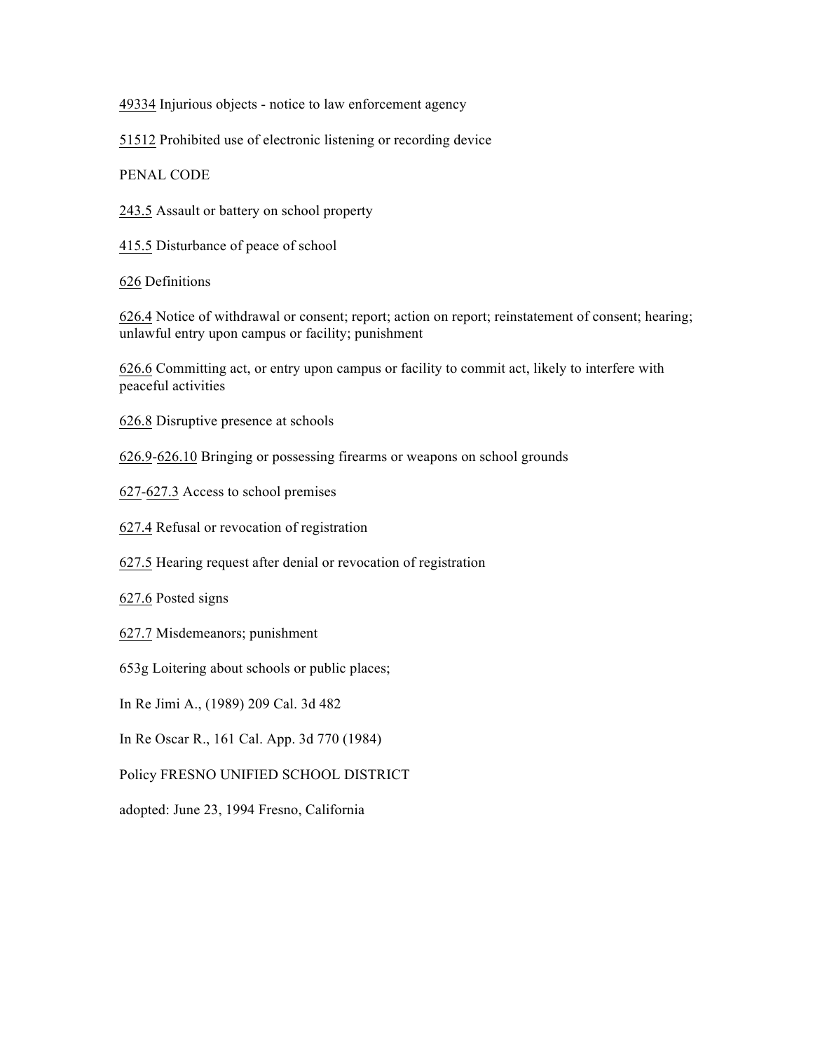49334 Injurious objects - notice to law enforcement agency

51512 Prohibited use of electronic listening or recording device

PENAL CODE

243.5 Assault or battery on school property

415.5 Disturbance of peace of school

626 Definitions

626.4 Notice of withdrawal or consent; report; action on report; reinstatement of consent; hearing; unlawful entry upon campus or facility; punishment

626.6 Committing act, or entry upon campus or facility to commit act, likely to interfere with peaceful activities

626.8 Disruptive presence at schools

626.9-626.10 Bringing or possessing firearms or weapons on school grounds

627-627.3 Access to school premises

627.4 Refusal or revocation of registration

627.5 Hearing request after denial or revocation of registration

627.6 Posted signs

627.7 Misdemeanors; punishment

653g Loitering about schools or public places;

In Re Jimi A., (1989) 209 Cal. 3d 482

In Re Oscar R., 161 Cal. App. 3d 770 (1984)

Policy FRESNO UNIFIED SCHOOL DISTRICT

adopted: June 23, 1994 Fresno, California